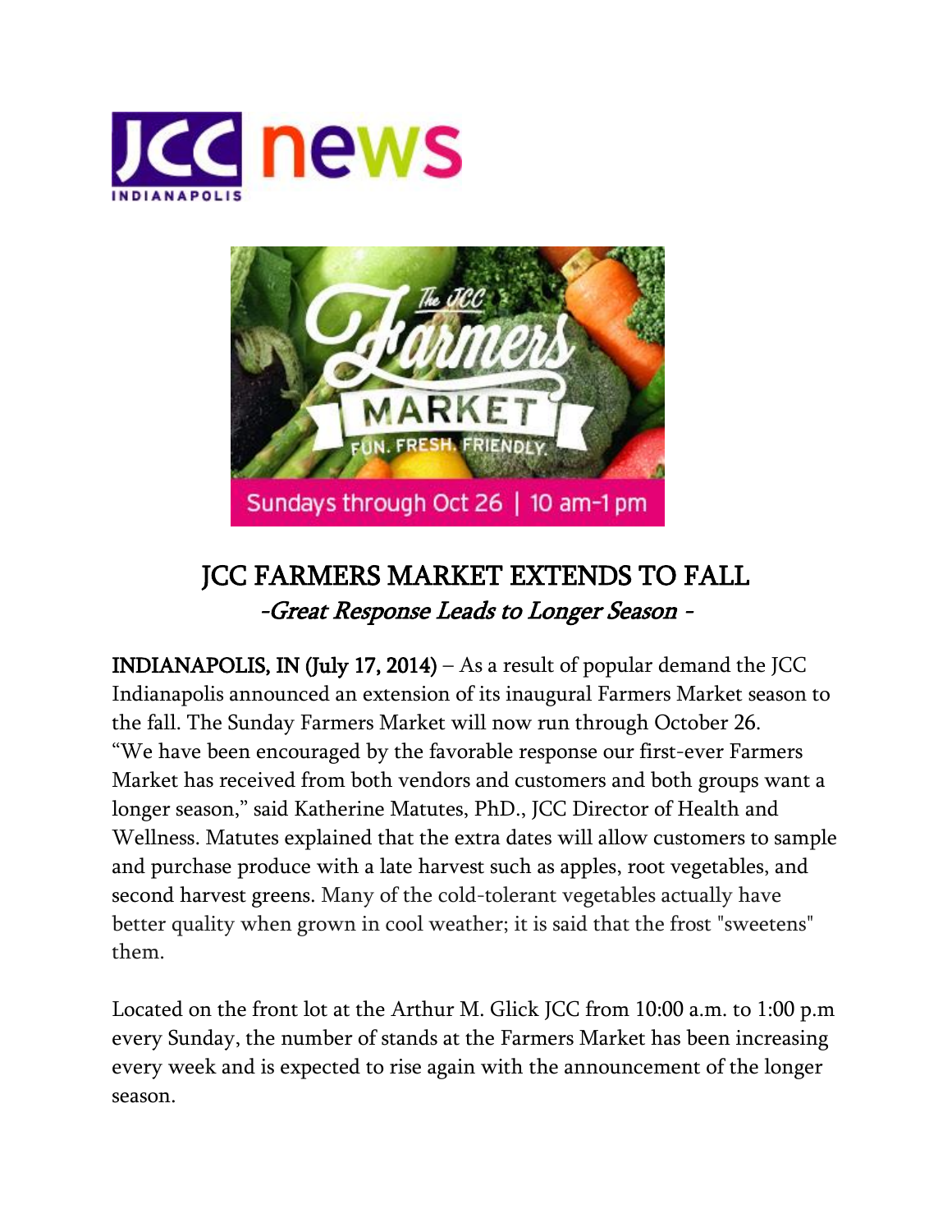# JCC FARMERS MARKET EXTENDS TO FALL

## *-Great Response Leads to Longer Season -*

**INDIANAPOLIS, IN (July 17, 2014)** – As a result of popular demand the JCC Indianapolis announced an extension of its inaugural Farmers Market season to the fall. The Sunday Farmers Market will now run through October 26. "We have been encouraged by the favorable response our first-ever Farmers Market has received from both vendors and customers and both groups want a longer season," said Katherine Matutes, PhD., JCC Director of Health and Wellness. Matutes explained that the extra dates will allow customers to sample and purchase produce with a late harvest such as apples, root vegetables, and second harvest greens. Many of the cold-tolerant vegetables actually have better quality when grown in cool weather; it is said that the frost "sweetens" them.

Located on the front lot at the Arthur M. Glick JCC from 10:00 a.m. to 1:00 p.m every Sunday, the number of stands at the Farmers Market has been increasing every week and is expected to rise again with the announcement of the longer season.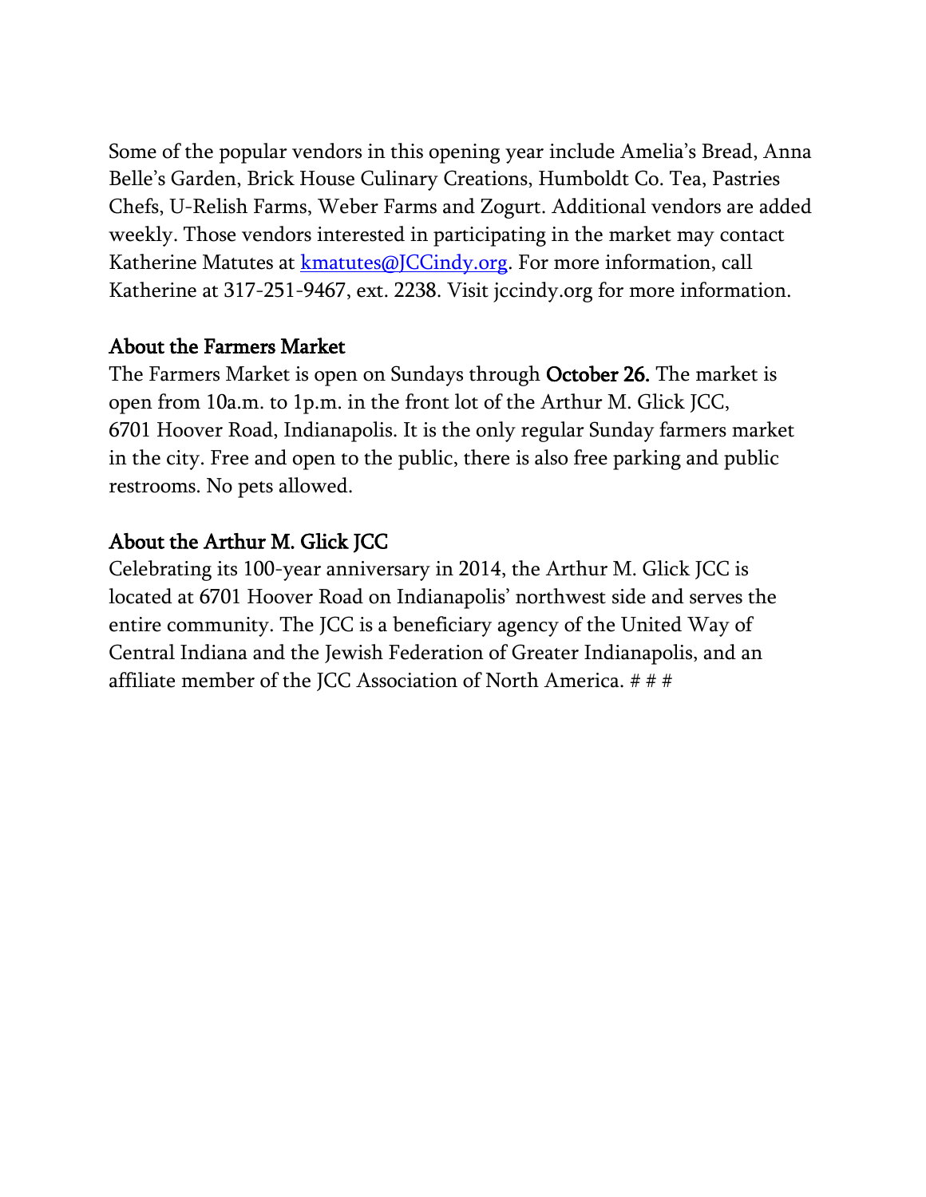Some of the popular vendors in this opening year include Amelia's Bread, Anna Belle's Garden, Brick House Culinary Creations, Humboldt Co. Tea, Pastries Chefs, U-Relish Farms, Weber Farms and Zogurt. Additional vendors are added weekly. Those vendors interested in participating in the market may contact Katherine Matutes at [kmatutes@JCCindy.org](mailto:kmatutes@JCCindy.org). For more information, call Katherine at 317-251-9467, ext. 2238. Visit jccindy.org for more information.

## About the Farmers Market

The Farmers Market is open on Sundays through **October 26.** The market is open from 10a.m. to 1p.m. in the front lot of the Arthur M. Glick JCC, 6701 Hoover Road, Indianapolis. It is the only regular Sunday farmers market in the city. Free and open to the public, there is also free parking and public restrooms. No pets allowed.

## About the Arthur M. Glick JCC

Celebrating its 100-year anniversary in 2014, the Arthur M. Glick JCC is located at 6701 Hoover Road on Indianapolis' northwest side and serves the entire community. The JCC is a beneficiary agency of the United Way of Central Indiana and the Jewish Federation of Greater Indianapolis, and an affiliate member of the JCC Association of North America. # # #